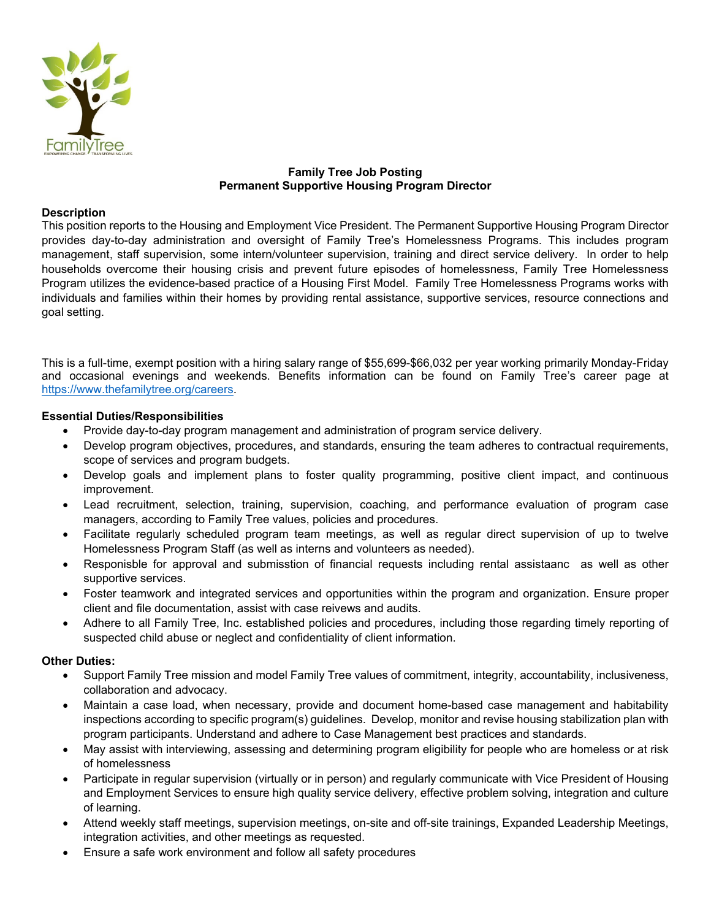**Family Tree Job Posting**
**Permanent Supportive Housing Program Director**

**Description**

This position reports to the Housing and Employment Vice President. The Permanent Supportive Housing Program Director provides day-to-day administration and oversight of Family Tree's Homelessness Programs. This includes program management, staff supervision, some intern/volunteer supervision, training and direct service delivery. In order to help households overcome their housing crisis and prevent future episodes of homelessness, Family Tree Homelessness Program utilizes the evidence-based practice of a Housing First Model. Family Tree Homelessness Programs works with individuals and families within their homes by providing rental assistance, supportive services, resource connections and goal setting.

This is a full-time, exempt position with a hiring salary range of $55,699-$66,032 per year working primarily Monday-Friday and occasional evenings and weekends. Benefits information can be found on Family Tree's career page at https://www.thefamilytree.org/careers.

**Essential Duties/Responsibilities**

- Provide day-to-day program management and administration of program service delivery.
- Develop program objectives, procedures, and standards, ensuring the team adheres to contractual requirements, scope of services and program budgets.
- Develop goals and implement plans to foster quality programming, positive client impact, and continuous improvement.
- Lead recruitment, selection, training, supervision, coaching, and performance evaluation of program case managers, according to Family Tree values, policies and procedures.
- Facilitate regularly scheduled program team meetings, as well as regular direct supervision of up to twelve Homelessness Program Staff (as well as interns and volunteers as needed).
- Responisble for approval and submisstion of financial requests including rental assistaanc as well as other supportive services.
- Foster teamwork and integrated services and opportunities within the program and organization. Ensure proper client and file documentation, assist with case reivews and audits.
- Adhere to all Family Tree, Inc. established policies and procedures, including those regarding timely reporting of suspected child abuse or neglect and confidentiality of client information.

**Other Duties:**

- Support Family Tree mission and model Family Tree values of commitment, integrity, accountability, inclusiveness, collaboration and advocacy.
- Maintain a case load, when necessary, provide and document home-based case management and habitability inspections according to specific program(s) guidelines. Develop, monitor and revise housing stabilization plan with program participants. Understand and adhere to Case Management best practices and standards.
- May assist with interviewing, assessing and determining program eligibility for people who are homeless or at risk of homelessness
- Participate in regular supervision (virtually or in person) and regularly communicate with Vice President of Housing and Employment Services to ensure high quality service delivery, effective problem solving, integration and culture of learning.
- Attend weekly staff meetings, supervision meetings, on-site and off-site trainings, Expanded Leadership Meetings, integration activities, and other meetings as requested.
- Ensure a safe work environment and follow all safety procedures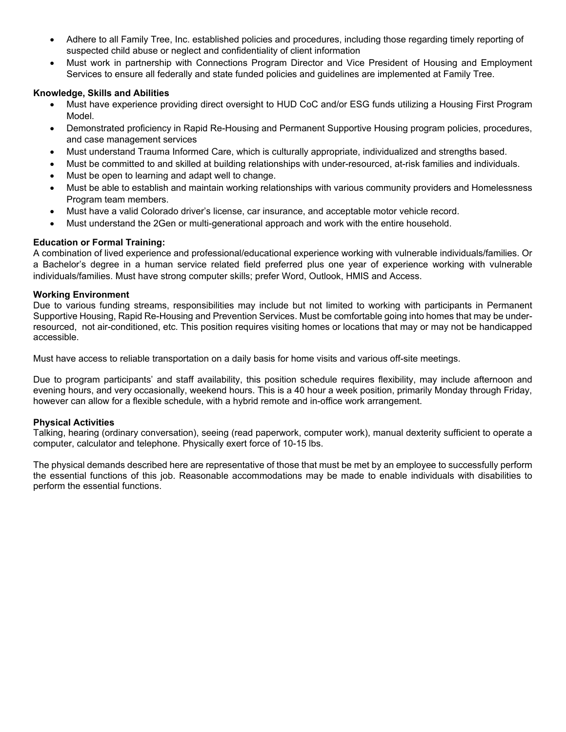- Adhere to all Family Tree, Inc. established policies and procedures, including those regarding timely reporting of suspected child abuse or neglect and confidentiality of client information
- Must work in partnership with Connections Program Director and Vice President of Housing and Employment Services to ensure all federally and state funded policies and guidelines are implemented at Family Tree.

**Knowledge, Skills and Abilities**

- Must have experience providing direct oversight to HUD CoC and/or ESG funds utilizing a Housing First Program Model.
- Demonstrated proficiency in Rapid Re-Housing and Permanent Supportive Housing program policies, procedures, and case management services
- Must understand Trauma Informed Care, which is culturally appropriate, individualized and strengths based.
- Must be committed to and skilled at building relationships with under-resourced, at-risk families and individuals.
- Must be open to learning and adapt well to change.
- Must be able to establish and maintain working relationships with various community providers and Homelessness Program team members.
- Must have a valid Colorado driver's license, car insurance, and acceptable motor vehicle record.
- Must understand the 2Gen or multi-generational approach and work with the entire household.

**Education or Formal Training:**

A combination of lived experience and professional/educational experience working with vulnerable individuals/families. Or a Bachelor's degree in a human service related field preferred plus one year of experience working with vulnerable individuals/families. Must have strong computer skills; prefer Word, Outlook, HMIS and Access.

**Working Environment**

Due to various funding streams, responsibilities may include but not limited to working with participants in Permanent Supportive Housing, Rapid Re-Housing and Prevention Services. Must be comfortable going into homes that may be under-resourced, not air-conditioned, etc. This position requires visiting homes or locations that may or may not be handicapped accessible.

Must have access to reliable transportation on a daily basis for home visits and various off-site meetings.

Due to program participants' and staff availability, this position schedule requires flexibility, may include afternoon and evening hours, and very occasionally, weekend hours. This is a 40 hour a week position, primarily Monday through Friday, however can allow for a flexible schedule, with a hybrid remote and in-office work arrangement.

**Physical Activities**

Talking, hearing (ordinary conversation), seeing (read paperwork, computer work), manual dexterity sufficient to operate a computer, calculator and telephone. Physically exert force of 10-15 lbs.

The physical demands described here are representative of those that must be met by an employee to successfully perform the essential functions of this job. Reasonable accommodations may be made to enable individuals with disabilities to perform the essential functions.